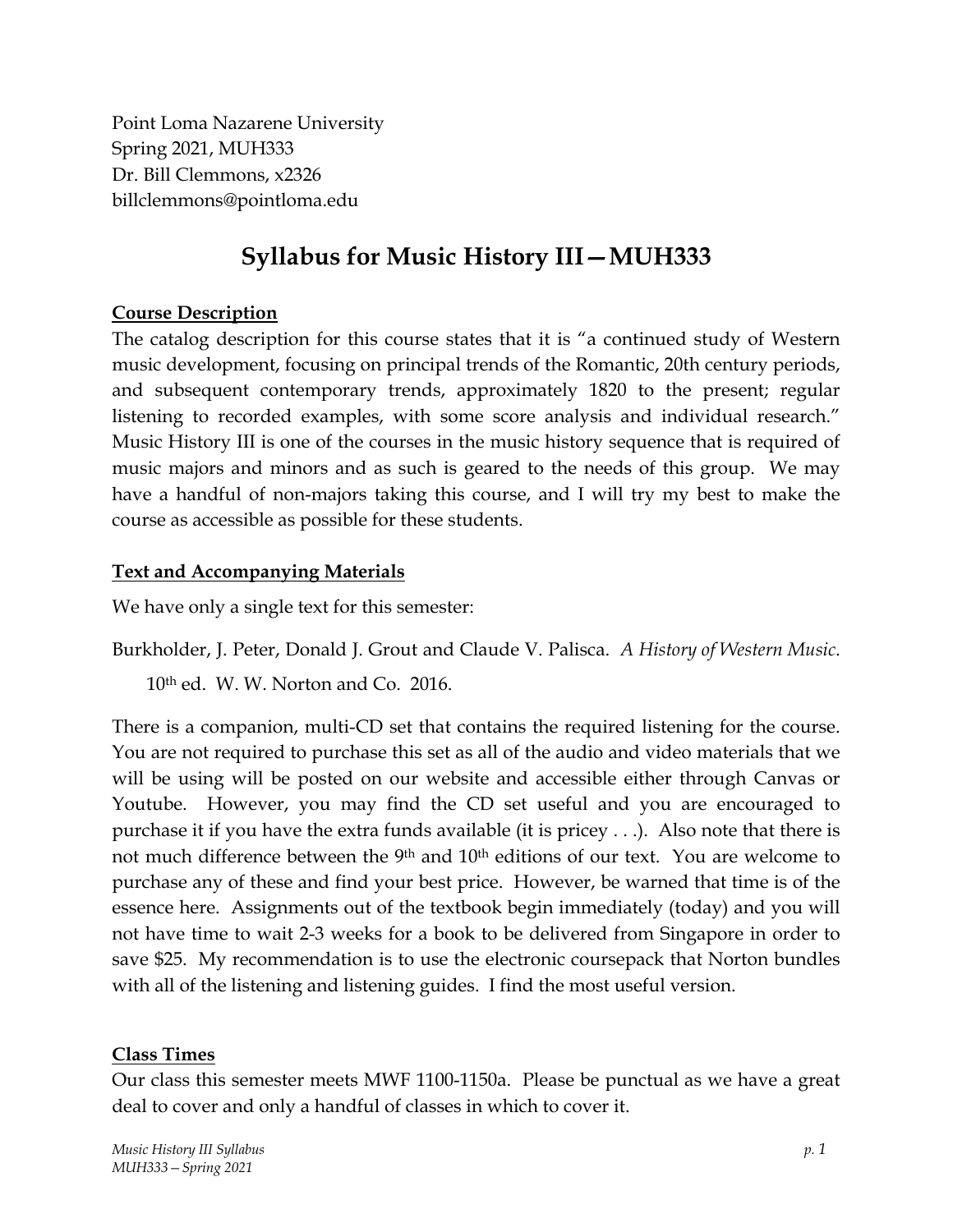Point Loma Nazarene University
Spring 2021, MUH333
Dr. Bill Clemmons, x2326
billclemmons@pointloma.edu

# Syllabus for Music History III—MUH333

## Course Description

The catalog description for this course states that it is "a continued study of Western music development, focusing on principal trends of the Romantic, 20th century periods, and subsequent contemporary trends, approximately 1820 to the present; regular listening to recorded examples, with some score analysis and individual research." Music History III is one of the courses in the music history sequence that is required of music majors and minors and as such is geared to the needs of this group. We may have a handful of non-majors taking this course, and I will try my best to make the course as accessible as possible for these students.

## Text and Accompanying Materials

We have only a single text for this semester:

Burkholder, J. Peter, Donald J. Grout and Claude V. Palisca. *A History of Western Music*. 10th ed. W. W. Norton and Co. 2016.

There is a companion, multi-CD set that contains the required listening for the course. You are not required to purchase this set as all of the audio and video materials that we will be using will be posted on our website and accessible either through Canvas or Youtube. However, you may find the CD set useful and you are encouraged to purchase it if you have the extra funds available (it is pricey . . .). Also note that there is not much difference between the 9th and 10th editions of our text. You are welcome to purchase any of these and find your best price. However, be warned that time is of the essence here. Assignments out of the textbook begin immediately (today) and you will not have time to wait 2-3 weeks for a book to be delivered from Singapore in order to save $25. My recommendation is to use the electronic coursepack that Norton bundles with all of the listening and listening guides. I find the most useful version.

## Class Times

Our class this semester meets MWF 1100-1150a. Please be punctual as we have a great deal to cover and only a handful of classes in which to cover it.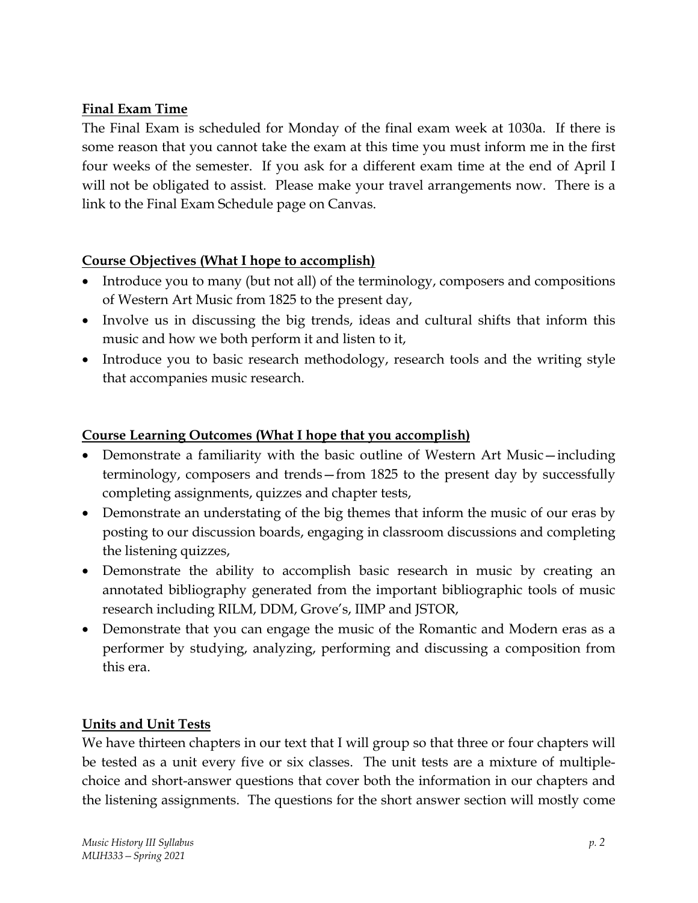**Final Exam Time**

The Final Exam is scheduled for Monday of the final exam week at 1030a. If there is some reason that you cannot take the exam at this time you must inform me in the first four weeks of the semester. If you ask for a different exam time at the end of April I will not be obligated to assist. Please make your travel arrangements now. There is a link to the Final Exam Schedule page on Canvas.

**Course Objectives (What I hope to accomplish)**

- Introduce you to many (but not all) of the terminology, composers and compositions of Western Art Music from 1825 to the present day,
- Involve us in discussing the big trends, ideas and cultural shifts that inform this music and how we both perform it and listen to it,
- Introduce you to basic research methodology, research tools and the writing style that accompanies music research.

**Course Learning Outcomes (What I hope that you accomplish)**

- Demonstrate a familiarity with the basic outline of Western Art Music—including terminology, composers and trends—from 1825 to the present day by successfully completing assignments, quizzes and chapter tests,
- Demonstrate an understating of the big themes that inform the music of our eras by posting to our discussion boards, engaging in classroom discussions and completing the listening quizzes,
- Demonstrate the ability to accomplish basic research in music by creating an annotated bibliography generated from the important bibliographic tools of music research including RILM, DDM, Grove's, IIMP and JSTOR,
- Demonstrate that you can engage the music of the Romantic and Modern eras as a performer by studying, analyzing, performing and discussing a composition from this era.

**Units and Unit Tests**

We have thirteen chapters in our text that I will group so that three or four chapters will be tested as a unit every five or six classes. The unit tests are a mixture of multiple-choice and short-answer questions that cover both the information in our chapters and the listening assignments. The questions for the short answer section will mostly come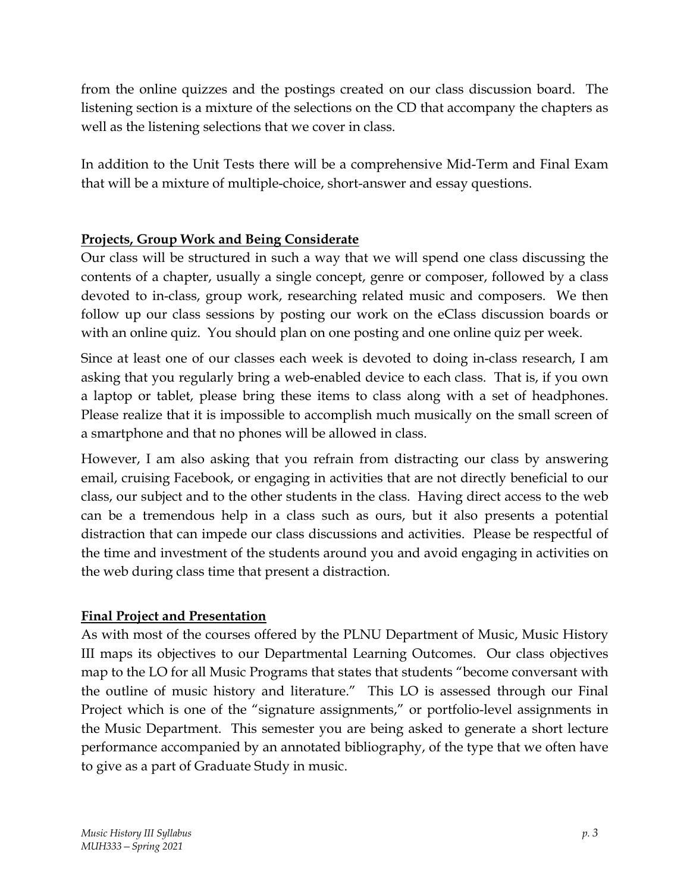from the online quizzes and the postings created on our class discussion board. The listening section is a mixture of the selections on the CD that accompany the chapters as well as the listening selections that we cover in class.

In addition to the Unit Tests there will be a comprehensive Mid-Term and Final Exam that will be a mixture of multiple-choice, short-answer and essay questions.

## Projects, Group Work and Being Considerate

Our class will be structured in such a way that we will spend one class discussing the contents of a chapter, usually a single concept, genre or composer, followed by a class devoted to in-class, group work, researching related music and composers. We then follow up our class sessions by posting our work on the eClass discussion boards or with an online quiz. You should plan on one posting and one online quiz per week.

Since at least one of our classes each week is devoted to doing in-class research, I am asking that you regularly bring a web-enabled device to each class. That is, if you own a laptop or tablet, please bring these items to class along with a set of headphones. Please realize that it is impossible to accomplish much musically on the small screen of a smartphone and that no phones will be allowed in class.

However, I am also asking that you refrain from distracting our class by answering email, cruising Facebook, or engaging in activities that are not directly beneficial to our class, our subject and to the other students in the class. Having direct access to the web can be a tremendous help in a class such as ours, but it also presents a potential distraction that can impede our class discussions and activities. Please be respectful of the time and investment of the students around you and avoid engaging in activities on the web during class time that present a distraction.

## Final Project and Presentation

As with most of the courses offered by the PLNU Department of Music, Music History III maps its objectives to our Departmental Learning Outcomes. Our class objectives map to the LO for all Music Programs that states that students "become conversant with the outline of music history and literature." This LO is assessed through our Final Project which is one of the "signature assignments," or portfolio-level assignments in the Music Department. This semester you are being asked to generate a short lecture performance accompanied by an annotated bibliography, of the type that we often have to give as a part of Graduate Study in music.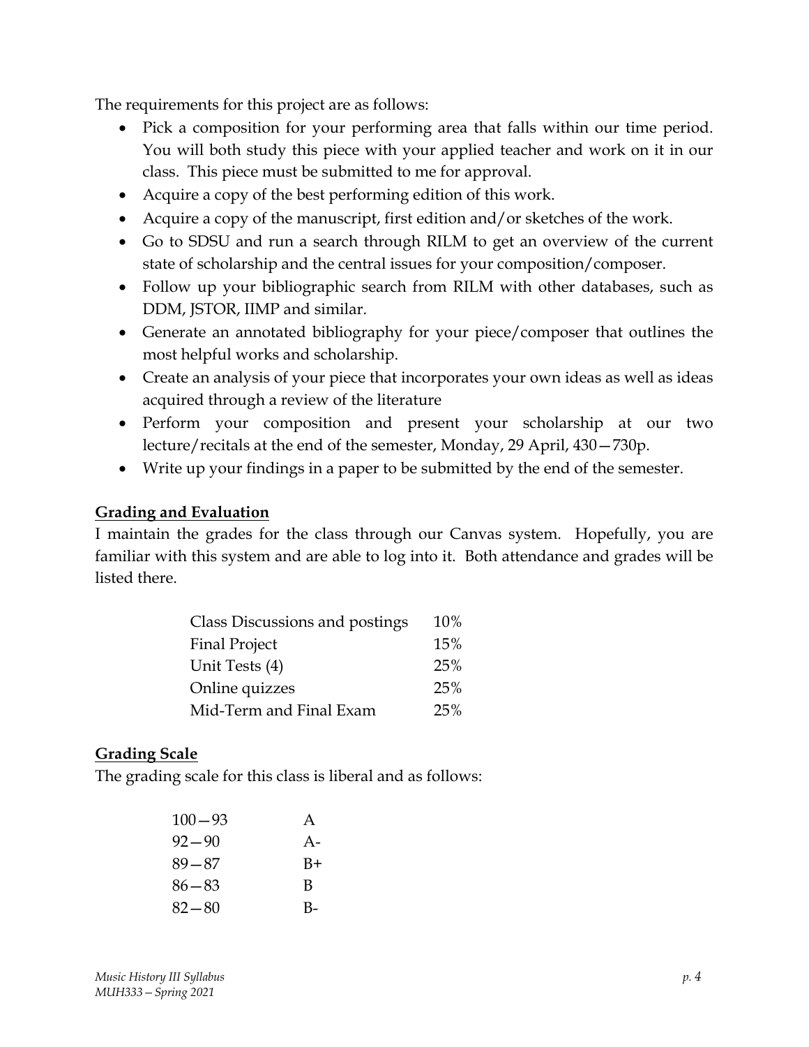The requirements for this project are as follows:

- Pick a composition for your performing area that falls within our time period. You will both study this piece with your applied teacher and work on it in our class. This piece must be submitted to me for approval.
- Acquire a copy of the best performing edition of this work.
- Acquire a copy of the manuscript, first edition and/or sketches of the work.
- Go to SDSU and run a search through RILM to get an overview of the current state of scholarship and the central issues for your composition/composer.
- Follow up your bibliographic search from RILM with other databases, such as DDM, JSTOR, IIMP and similar.
- Generate an annotated bibliography for your piece/composer that outlines the most helpful works and scholarship.
- Create an analysis of your piece that incorporates your own ideas as well as ideas acquired through a review of the literature
- Perform your composition and present your scholarship at our two lecture/recitals at the end of the semester, Monday, 29 April, 430—730p.
- Write up your findings in a paper to be submitted by the end of the semester.

## Grading and Evaluation

I maintain the grades for the class through our Canvas system. Hopefully, you are familiar with this system and are able to log into it. Both attendance and grades will be listed there.

| | |
|---|---|
| Class Discussions and postings | 10% |
| Final Project | 15% |
| Unit Tests (4) | 25% |
| Online quizzes | 25% |
| Mid-Term and Final Exam | 25% |

## Grading Scale

The grading scale for this class is liberal and as follows:

| | |
|---|---|
| 100—93 | A |
| 92—90 | A- |
| 89—87 | B+ |
| 86—83 | B |
| 82—80 | B- |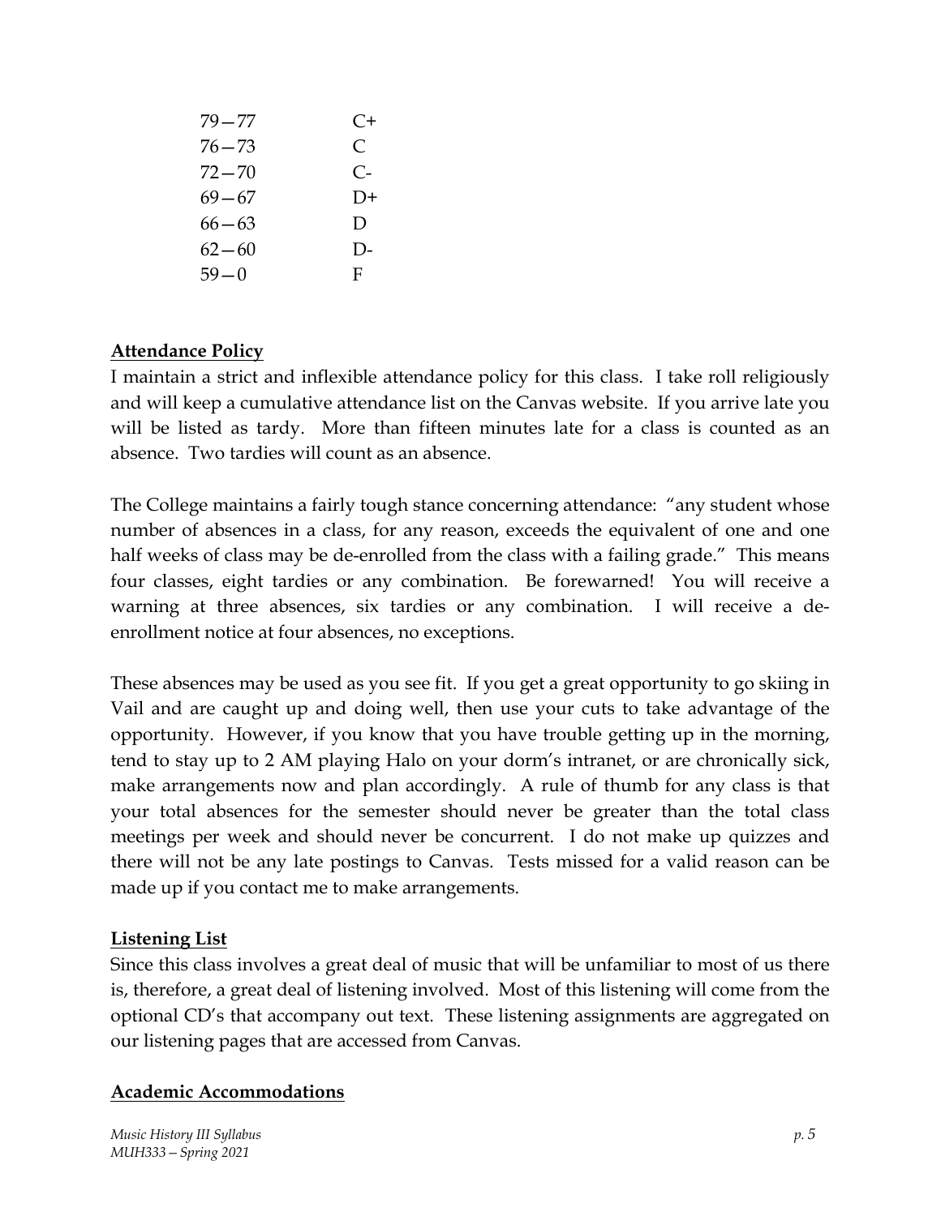| | |
|---|---|
| 79 – 77 | C+ |
| 76 – 73 | C |
| 72 – 70 | C- |
| 69 – 67 | D+ |
| 66 – 63 | D |
| 62 – 60 | D- |
| 59 – 0 | F |

**Attendance Policy**

I maintain a strict and inflexible attendance policy for this class. I take roll religiously and will keep a cumulative attendance list on the Canvas website. If you arrive late you will be listed as tardy. More than fifteen minutes late for a class is counted as an absence. Two tardies will count as an absence.

The College maintains a fairly tough stance concerning attendance: "any student whose number of absences in a class, for any reason, exceeds the equivalent of one and one half weeks of class may be de-enrolled from the class with a failing grade." This means four classes, eight tardies or any combination. Be forewarned! You will receive a warning at three absences, six tardies or any combination. I will receive a de-enrollment notice at four absences, no exceptions.

These absences may be used as you see fit. If you get a great opportunity to go skiing in Vail and are caught up and doing well, then use your cuts to take advantage of the opportunity. However, if you know that you have trouble getting up in the morning, tend to stay up to 2 AM playing Halo on your dorm's intranet, or are chronically sick, make arrangements now and plan accordingly. A rule of thumb for any class is that your total absences for the semester should never be greater than the total class meetings per week and should never be concurrent. I do not make up quizzes and there will not be any late postings to Canvas. Tests missed for a valid reason can be made up if you contact me to make arrangements.

**Listening List**

Since this class involves a great deal of music that will be unfamiliar to most of us there is, therefore, a great deal of listening involved. Most of this listening will come from the optional CD's that accompany out text. These listening assignments are aggregated on our listening pages that are accessed from Canvas.

**Academic Accommodations**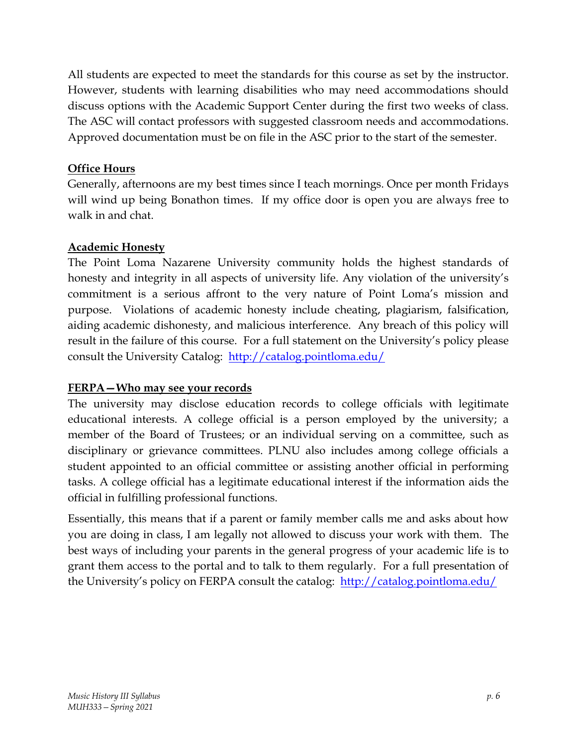All students are expected to meet the standards for this course as set by the instructor. However, students with learning disabilities who may need accommodations should discuss options with the Academic Support Center during the first two weeks of class. The ASC will contact professors with suggested classroom needs and accommodations. Approved documentation must be on file in the ASC prior to the start of the semester.

**Office Hours**

Generally, afternoons are my best times since I teach mornings. Once per month Fridays will wind up being Bonathon times. If my office door is open you are always free to walk in and chat.

**Academic Honesty**

The Point Loma Nazarene University community holds the highest standards of honesty and integrity in all aspects of university life. Any violation of the university's commitment is a serious affront to the very nature of Point Loma's mission and purpose. Violations of academic honesty include cheating, plagiarism, falsification, aiding academic dishonesty, and malicious interference. Any breach of this policy will result in the failure of this course. For a full statement on the University's policy please consult the University Catalog: http://catalog.pointloma.edu/

**FERPA—Who may see your records**

The university may disclose education records to college officials with legitimate educational interests. A college official is a person employed by the university; a member of the Board of Trustees; or an individual serving on a committee, such as disciplinary or grievance committees. PLNU also includes among college officials a student appointed to an official committee or assisting another official in performing tasks. A college official has a legitimate educational interest if the information aids the official in fulfilling professional functions.

Essentially, this means that if a parent or family member calls me and asks about how you are doing in class, I am legally not allowed to discuss your work with them. The best ways of including your parents in the general progress of your academic life is to grant them access to the portal and to talk to them regularly. For a full presentation of the University's policy on FERPA consult the catalog: http://catalog.pointloma.edu/